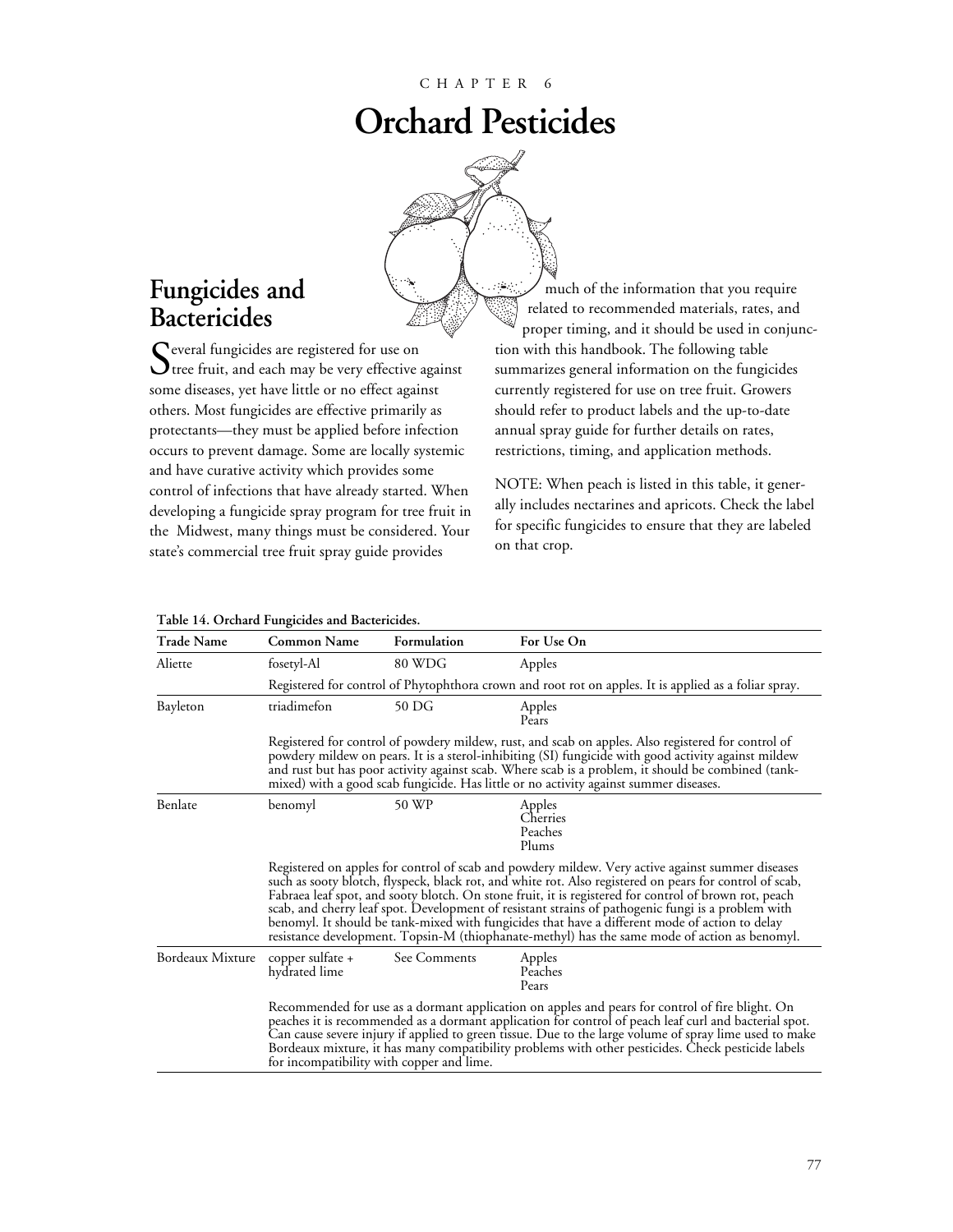CHAPTER 6

# Orchard Pesticides

## Fungicides and Bactericides

Several fungicides are registered for use on tree fruit, and each may be very effective against some diseases, yet have little or no effect against others. Most fungicides are effective primarily as protectants—they must be applied before infection occurs to prevent damage. Some are locally systemic and have curative activity which provides some control of infections that have already started. When developing a fungicide spray program for tree fruit in the Midwest, many things must be considered. Your state's commercial tree fruit spray guide provides much of the information that you require related to recommended materials, rates, and proper timing, and it should be used in conjunction with this handbook. The following table summarizes general information on the fungicides currently registered for use on tree fruit. Growers should refer to product labels and the up-to-date annual spray guide for further details on rates, restrictions, timing, and application methods.

NOTE: When peach is listed in this table, it generally includes nectarines and apricots. Check the label for specific fungicides to ensure that they are labeled on that crop.

**Table 14. Orchard Fungicides and Bactericides.**

| Trade Name | Common Name | Formulation | For Use On |
|---|---|---|---|
| Aliette | fosetyl-Al | 80 WDG | Apples |
| | Registered for control of Phytophthora crown and root rot on apples. It is applied as a foliar spray. | | |
| Bayleton | triadimefon | 50 DG | Apples<br>Pears |
| | Registered for control of powdery mildew, rust, and scab on apples. Also registered for control of powdery mildew on pears. It is a sterol-inhibiting (SI) fungicide with good activity against mildew and rust but has poor activity against scab. Where scab is a problem, it should be combined (tank-mixed) with a good scab fungicide. Has little or no activity against summer diseases. | | |
| Benlate | benomyl | 50 WP | Apples<br>Cherries<br>Peaches<br>Plums |
| | Registered on apples for control of scab and powdery mildew. Very active against summer diseases such as sooty blotch, flyspeck, black rot, and white rot. Also registered on pears for control of scab, Fabraea leaf spot, and sooty blotch. On stone fruit, it is registered for control of brown rot, peach scab, and cherry leaf spot. Development of resistant strains of pathogenic fungi is a problem with benomyl. It should be tank-mixed with fungicides that have a different mode of action to delay resistance development. Topsin-M (thiophanate-methyl) has the same mode of action as benomyl. | | |
| Bordeaux Mixture | copper sulfate + hydrated lime | See Comments | Apples<br>Peaches<br>Pears |
| | Recommended for use as a dormant application on apples and pears for control of fire blight. On peaches it is recommended as a dormant application for control of peach leaf curl and bacterial spot. Can cause severe injury if applied to green tissue. Due to the large volume of spray lime used to make Bordeaux mixture, it has many compatibility problems with other pesticides. Check pesticide labels for incompatibility with copper and lime. | | |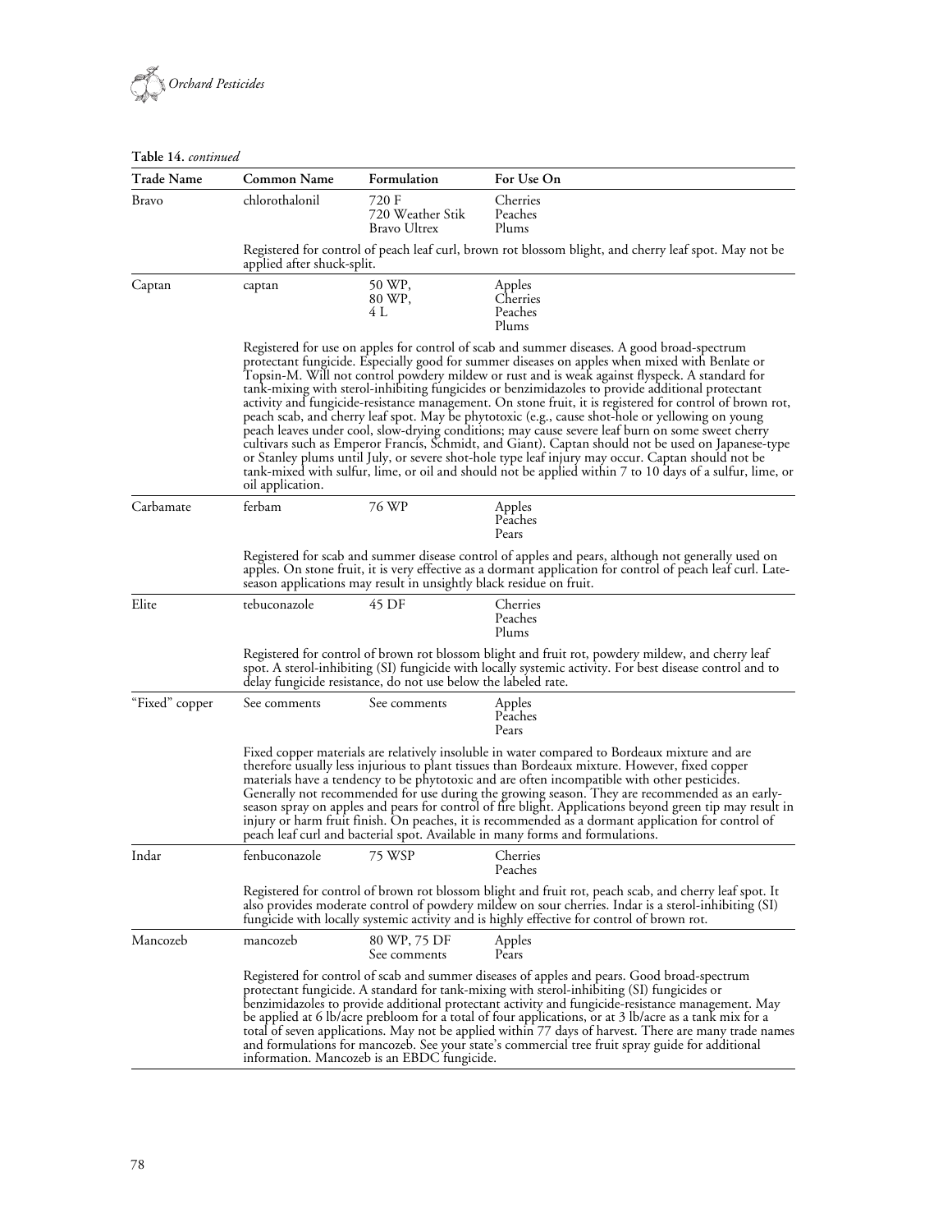**Table 14.** *continued*

| Trade Name | Common Name | Formulation | For Use On |
|---|---|---|---|
| Bravo | chlorothalonil | 720 F<br>720 Weather Stik<br>Bravo Ultrex | Cherries<br>Peaches<br>Plums |
| | Registered for control of peach leaf curl, brown rot blossom blight, and cherry leaf spot. May not be applied after shuck-split. | | |
| Captan | captan | 50 WP,<br>80 WP,<br>4 L | Apples<br>Cherries<br>Peaches<br>Plums |
| | Registered for use on apples for control of scab and summer diseases. A good broad-spectrum protectant fungicide. Especially good for summer diseases on apples when mixed with Benlate or Topsin-M. Will not control powdery mildew or rust and is weak against flyspeck. A standard for tank-mixing with sterol-inhibiting fungicides or benzimidazoles to provide additional protectant activity and fungicide-resistance management. On stone fruit, it is registered for control of brown rot, peach scab, and cherry leaf spot. May be phytotoxic (e.g., cause shot-hole or yellowing on young peach leaves under cool, slow-drying conditions; may cause severe leaf burn on some sweet cherry cultivars such as Emperor Francis, Schmidt, and Giant). Captan should not be used on Japanese-type or Stanley plums until July, or severe shot-hole type leaf injury may occur. Captan should not be tank-mixed with sulfur, lime, or oil and should not be applied within 7 to 10 days of a sulfur, lime, or oil application. | | |
| Carbamate | ferbam | 76 WP | Apples<br>Peaches<br>Pears |
| | Registered for scab and summer disease control of apples and pears, although not generally used on apples. On stone fruit, it is very effective as a dormant application for control of peach leaf curl. Late-season applications may result in unsightly black residue on fruit. | | |
| Elite | tebuconazole | 45 DF | Cherries<br>Peaches<br>Plums |
| | Registered for control of brown rot blossom blight and fruit rot, powdery mildew, and cherry leaf spot. A sterol-inhibiting (SI) fungicide with locally systemic activity. For best disease control and to delay fungicide resistance, do not use below the labeled rate. | | |
| "Fixed" copper | See comments | See comments | Apples<br>Peaches<br>Pears |
| | Fixed copper materials are relatively insoluble in water compared to Bordeaux mixture and are therefore usually less injurious to plant tissues than Bordeaux mixture. However, fixed copper materials have a tendency to be phytotoxic and are often incompatible with other pesticides. Generally not recommended for use during the growing season. They are recommended as an early-season spray on apples and pears for control of fire blight. Applications beyond green tip may result in injury or harm fruit finish. On peaches, it is recommended as a dormant application for control of peach leaf curl and bacterial spot. Available in many forms and formulations. | | |
| Indar | fenbuconazole | 75 WSP | Cherries<br>Peaches |
| | Registered for control of brown rot blossom blight and fruit rot, peach scab, and cherry leaf spot. It also provides moderate control of powdery mildew on sour cherries. Indar is a sterol-inhibiting (SI) fungicide with locally systemic activity and is highly effective for control of brown rot. | | |
| Mancozeb | mancozeb | 80 WP, 75 DF<br>See comments | Apples<br>Pears |
| | Registered for control of scab and summer diseases of apples and pears. Good broad-spectrum protectant fungicide. A standard for tank-mixing with sterol-inhibiting (SI) fungicides or benzimidazoles to provide additional protectant activity and fungicide-resistance management. May be applied at 6 lb/acre prebloom for a total of four applications, or at 3 lb/acre as a tank mix for a total of seven applications. May not be applied within 77 days of harvest. There are many trade names and formulations for mancozeb. See your state's commercial tree fruit spray guide for additional information. Mancozeb is an EBDC fungicide. | | |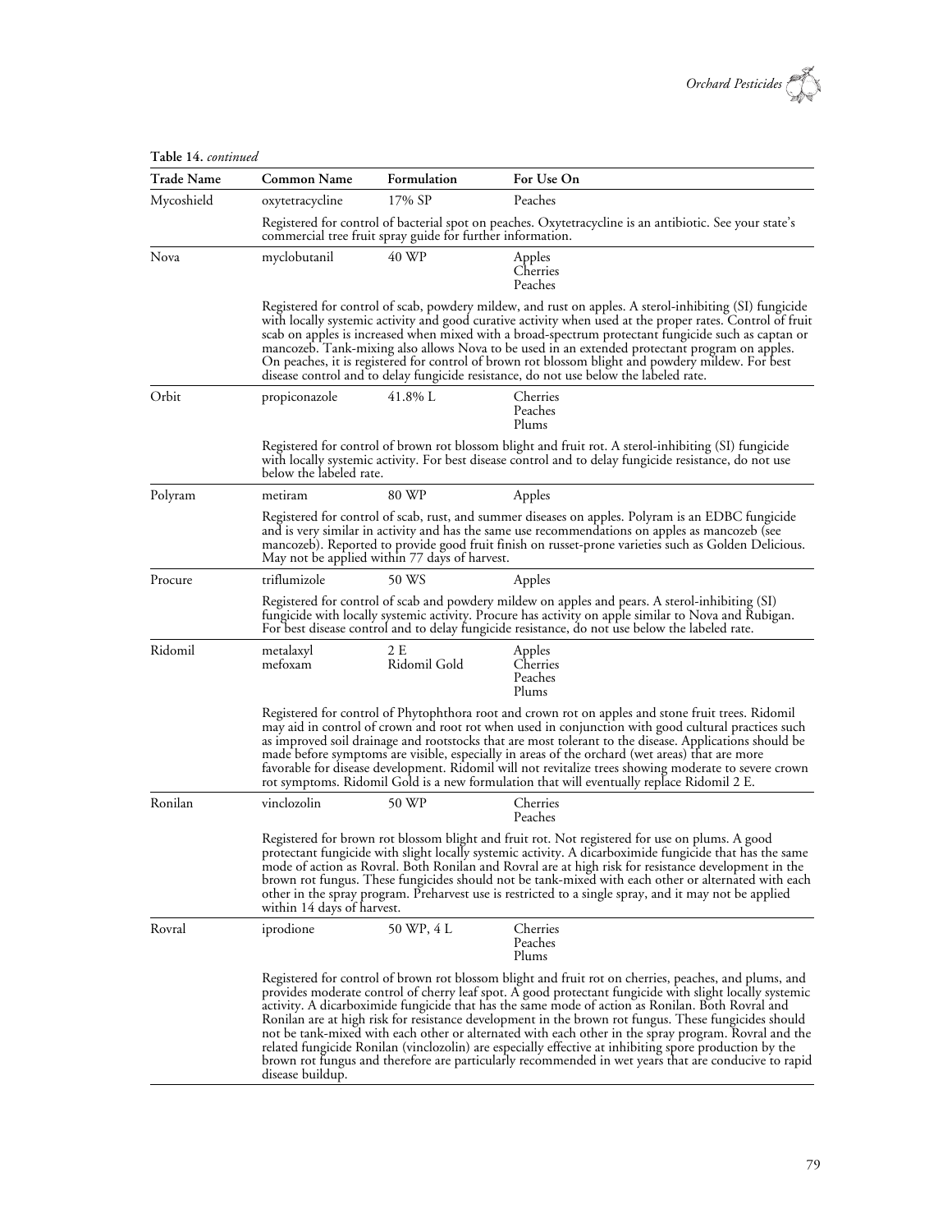**Table 14.** *continued*

| Trade Name | Common Name | Formulation | For Use On |
|---|---|---|---|
| Mycoshield | oxytetracycline | 17% SP | Peaches |
| | Registered for control of bacterial spot on peaches. Oxytetracycline is an antibiotic. See your state's commercial tree fruit spray guide for further information. | | |
| Nova | myclobutanil | 40 WP | Apples<br>Cherries<br>Peaches |
| | Registered for control of scab, powdery mildew, and rust on apples. A sterol-inhibiting (SI) fungicide with locally systemic activity and good curative activity when used at the proper rates. Control of fruit scab on apples is increased when mixed with a broad-spectrum protectant fungicide such as captan or mancozeb. Tank-mixing also allows Nova to be used in an extended protectant program on apples. On peaches, it is registered for control of brown rot blossom blight and powdery mildew. For best disease control and to delay fungicide resistance, do not use below the labeled rate. | | |
| Orbit | propiconazole | 41.8% L | Cherries<br>Peaches<br>Plums |
| | Registered for control of brown rot blossom blight and fruit rot. A sterol-inhibiting (SI) fungicide with locally systemic activity. For best disease control and to delay fungicide resistance, do not use below the labeled rate. | | |
| Polyram | metiram | 80 WP | Apples |
| | Registered for control of scab, rust, and summer diseases on apples. Polyram is an EDBC fungicide and is very similar in activity and has the same use recommendations on apples as mancozeb (see mancozeb). Reported to provide good fruit finish on russet-prone varieties such as Golden Delicious. May not be applied within 77 days of harvest. | | |
| Procure | triflumizole | 50 WS | Apples |
| | Registered for control of scab and powdery mildew on apples and pears. A sterol-inhibiting (SI) fungicide with locally systemic activity. Procure has activity on apple similar to Nova and Rubigan. For best disease control and to delay fungicide resistance, do not use below the labeled rate. | | |
| Ridomil | metalaxyl<br>mefoxam | 2 E<br>Ridomil Gold | Apples<br>Cherries<br>Peaches<br>Plums |
| | Registered for control of Phytophthora root and crown rot on apples and stone fruit trees. Ridomil may aid in control of crown and root rot when used in conjunction with good cultural practices such as improved soil drainage and rootstocks that are most tolerant to the disease. Applications should be made before symptoms are visible, especially in areas of the orchard (wet areas) that are more favorable for disease development. Ridomil will not revitalize trees showing moderate to severe crown rot symptoms. Ridomil Gold is a new formulation that will eventually replace Ridomil 2 E. | | |
| Ronilan | vinclozolin | 50 WP | Cherries<br>Peaches |
| | Registered for brown rot blossom blight and fruit rot. Not registered for use on plums. A good protectant fungicide with slight locally systemic activity. A dicarboximide fungicide that has the same mode of action as Rovral. Both Ronilan and Rovral are at high risk for resistance development in the brown rot fungus. These fungicides should not be tank-mixed with each other or alternated with each other in the spray program. Preharvest use is restricted to a single spray, and it may not be applied within 14 days of harvest. | | |
| Rovral | iprodione | 50 WP, 4 L | Cherries<br>Peaches<br>Plums |
| | Registered for control of brown rot blossom blight and fruit rot on cherries, peaches, and plums, and provides moderate control of cherry leaf spot. A good protectant fungicide with slight locally systemic activity. A dicarboximide fungicide that has the same mode of action as Ronilan. Both Rovral and Ronilan are at high risk for resistance development in the brown rot fungus. These fungicides should not be tank-mixed with each other or alternated with each other in the spray program. Rovral and the related fungicide Ronilan (vinclozolin) are especially effective at inhibiting spore production by the brown rot fungus and therefore are particularly recommended in wet years that are conducive to rapid disease buildup. | | |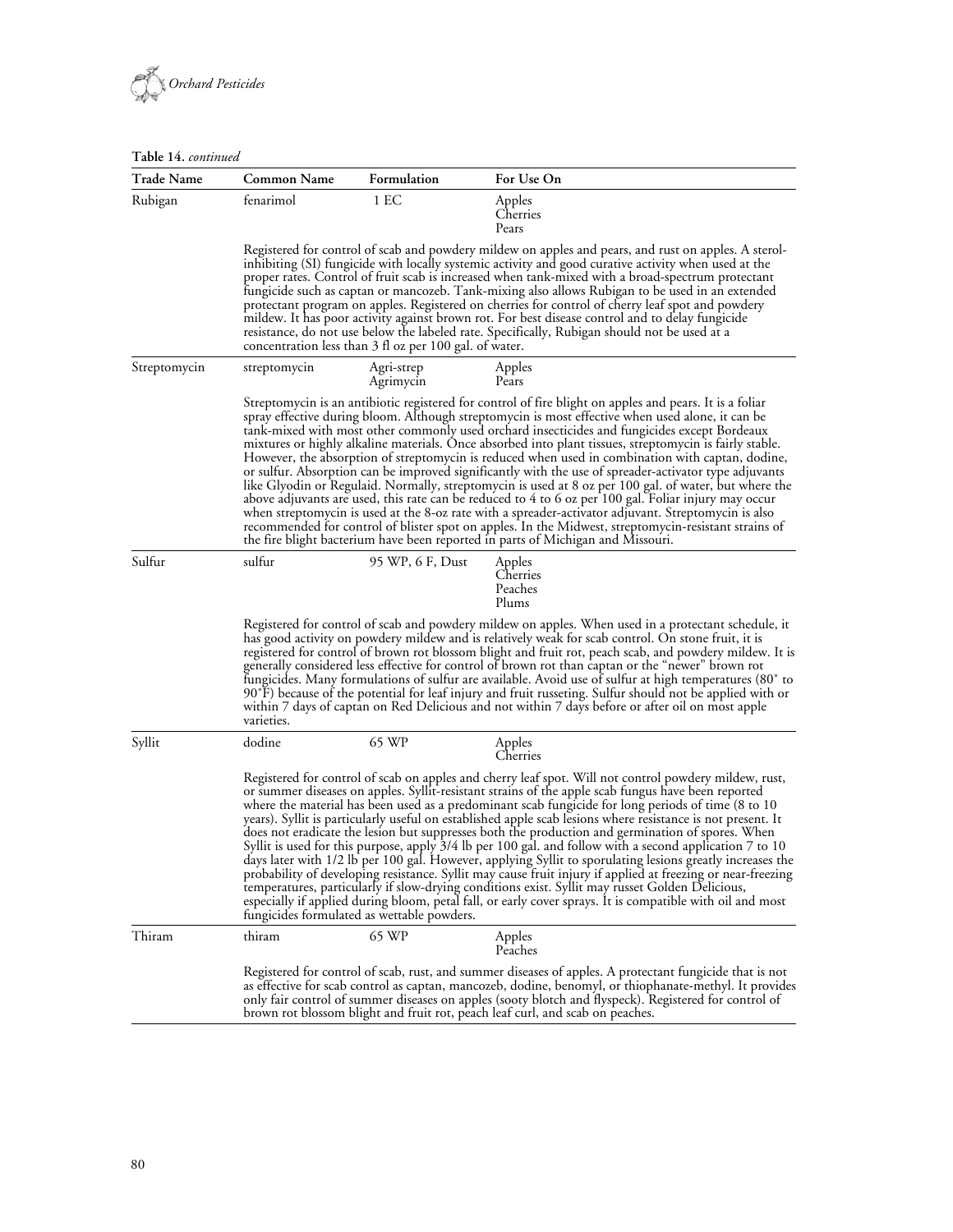**Table 14.** *continued*

| Trade Name | Common Name | Formulation | For Use On |
|---|---|---|---|
| Rubigan | fenarimol | 1 EC | Apples<br>Cherries<br>Pears |
| | Registered for control of scab and powdery mildew on apples and pears, and rust on apples. A sterol-inhibiting (SI) fungicide with locally systemic activity and good curative activity when used at the proper rates. Control of fruit scab is increased when tank-mixed with a broad-spectrum protectant fungicide such as captan or mancozeb. Tank-mixing also allows Rubigan to be used in an extended protectant program on apples. Registered on cherries for control of cherry leaf spot and powdery mildew. It has poor activity against brown rot. For best disease control and to delay fungicide resistance, do not use below the labeled rate. Specifically, Rubigan should not be used at a concentration less than 3 fl oz per 100 gal. of water. | | |
| Streptomycin | streptomycin | Agri-strep<br>Agrimycin | Apples<br>Pears |
| | Streptomycin is an antibiotic registered for control of fire blight on apples and pears. It is a foliar spray effective during bloom. Although streptomycin is most effective when used alone, it can be tank-mixed with most other commonly used orchard insecticides and fungicides except Bordeaux mixtures or highly alkaline materials. Once absorbed into plant tissues, streptomycin is fairly stable. However, the absorption of streptomycin is reduced when used in combination with captan, dodine, or sulfur. Absorption can be improved significantly with the use of spreader-activator type adjuvants like Glyodin or Regulaid. Normally, streptomycin is used at 8 oz per 100 gal. of water, but where the above adjuvants are used, this rate can be reduced to 4 to 6 oz per 100 gal. Foliar injury may occur when streptomycin is used at the 8-oz rate with a spreader-activator adjuvant. Streptomycin is also recommended for control of blister spot on apples. In the Midwest, streptomycin-resistant strains of the fire blight bacterium have been reported in parts of Michigan and Missouri. | | |
| Sulfur | sulfur | 95 WP, 6 F, Dust | Apples<br>Cherries<br>Peaches<br>Plums |
| | Registered for control of scab and powdery mildew on apples. When used in a protectant schedule, it has good activity on powdery mildew and is relatively weak for scab control. On stone fruit, it is registered for control of brown rot blossom blight and fruit rot, peach scab, and powdery mildew. It is generally considered less effective for control of brown rot than captan or the "newer" brown rot fungicides. Many formulations of sulfur are available. Avoid use of sulfur at high temperatures (80° to 90°F) because of the potential for leaf injury and fruit russeting. Sulfur should not be applied with or within 7 days of captan on Red Delicious and not within 7 days before or after oil on most apple varieties. | | |
| Syllit | dodine | 65 WP | Apples<br>Cherries |
| | Registered for control of scab on apples and cherry leaf spot. Will not control powdery mildew, rust, or summer diseases on apples. Syllit-resistant strains of the apple scab fungus have been reported where the material has been used as a predominant scab fungicide for long periods of time (8 to 10 years). Syllit is particularly useful on established apple scab lesions where resistance is not present. It does not eradicate the lesion but suppresses both the production and germination of spores. When Syllit is used for this purpose, apply 3/4 lb per 100 gal. and follow with a second application 7 to 10 days later with 1/2 lb per 100 gal. However, applying Syllit to sporulating lesions greatly increases the probability of developing resistance. Syllit may cause fruit injury if applied at freezing or near-freezing temperatures, particularly if slow-drying conditions exist. Syllit may russet Golden Delicious, especially if applied during bloom, petal fall, or early cover sprays. It is compatible with oil and most fungicides formulated as wettable powders. | | |
| Thiram | thiram | 65 WP | Apples<br>Peaches |
| | Registered for control of scab, rust, and summer diseases of apples. A protectant fungicide that is not as effective for scab control as captan, mancozeb, dodine, benomyl, or thiophanate-methyl. It provides only fair control of summer diseases on apples (sooty blotch and flyspeck). Registered for control of brown rot blossom blight and fruit rot, peach leaf curl, and scab on peaches. | | |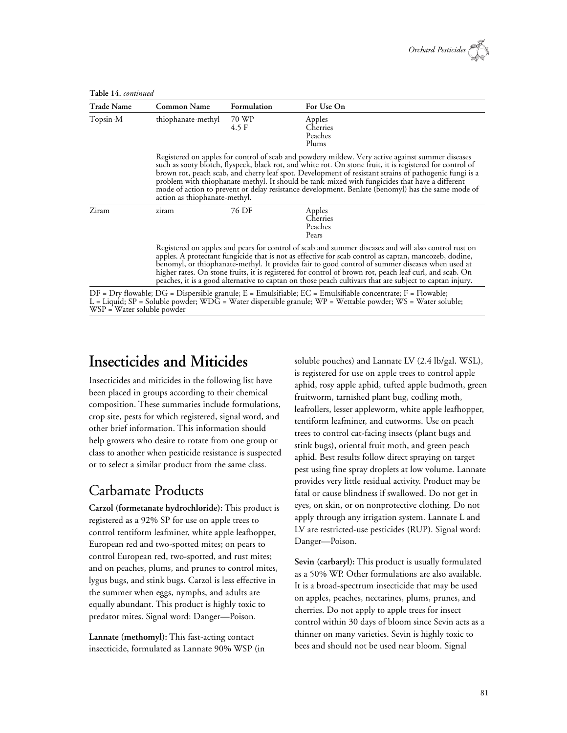**Table 14.** *continued*

| Trade Name | Common Name | Formulation | For Use On |
| --- | --- | --- | --- |
| Topsin-M | thiophanate-methyl | 70 WP<br>4.5 F | Apples<br>Cherries<br>Peaches<br>Plums |
| | Registered on apples for control of scab and powdery mildew. Very active against summer diseases such as sooty blotch, flyspeck, black rot, and white rot. On stone fruit, it is registered for control of brown rot, peach scab, and cherry leaf spot. Development of resistant strains of pathogenic fungi is a problem with thiophanate-methyl. It should be tank-mixed with fungicides that have a different mode of action to prevent or delay resistance development. Benlate (benomyl) has the same mode of action as thiophanate-methyl. | | |
| Ziram | ziram | 76 DF | Apples<br>Cherries<br>Peaches<br>Pears |
| | Registered on apples and pears for control of scab and summer diseases and will also control rust on apples. A protectant fungicide that is not as effective for scab control as captan, mancozeb, dodine, benomyl, or thiophanate-methyl. It provides fair to good control of summer diseases when used at higher rates. On stone fruits, it is registered for control of brown rot, peach leaf curl, and scab. On peaches, it is a good alternative to captan on those peach cultivars that are subject to captan injury. | | |

DF = Dry flowable; DG = Dispersible granule; E = Emulsifiable; EC = Emulsifiable concentrate; F = Flowable; L = Liquid; SP = Soluble powder; WDG = Water dispersible granule; WP = Wettable powder; WS = Water soluble; WSP = Water soluble powder

# Insecticides and Miticides

Insecticides and miticides in the following list have been placed in groups according to their chemical composition. These summaries include formulations, crop site, pests for which registered, signal word, and other brief information. This information should help growers who desire to rotate from one group or class to another when pesticide resistance is suspected or to select a similar product from the same class.

## Carbamate Products

**Carzol (formetanate hydrochloride):** This product is registered as a 92% SP for use on apple trees to control tentiform leafminer, white apple leafhopper, European red and two-spotted mites; on pears to control European red, two-spotted, and rust mites; and on peaches, plums, and prunes to control mites, lygus bugs, and stink bugs. Carzol is less effective in the summer when eggs, nymphs, and adults are equally abundant. This product is highly toxic to predator mites. Signal word: Danger—Poison.

**Lannate (methomyl):** This fast-acting contact insecticide, formulated as Lannate 90% WSP (in soluble pouches) and Lannate LV (2.4 lb/gal. WSL), is registered for use on apple trees to control apple aphid, rosy apple aphid, tufted apple budmoth, green fruitworm, tarnished plant bug, codling moth, leafrollers, lesser appleworm, white apple leafhopper, tentiform leafminer, and cutworms. Use on peach trees to control cat-facing insects (plant bugs and stink bugs), oriental fruit moth, and green peach aphid. Best results follow direct spraying on target pest using fine spray droplets at low volume. Lannate provides very little residual activity. Product may be fatal or cause blindness if swallowed. Do not get in eyes, on skin, or on nonprotective clothing. Do not apply through any irrigation system. Lannate L and LV are restricted-use pesticides (RUP). Signal word: Danger—Poison.

**Sevin (carbaryl):** This product is usually formulated as a 50% WP. Other formulations are also available. It is a broad-spectrum insecticide that may be used on apples, peaches, nectarines, plums, prunes, and cherries. Do not apply to apple trees for insect control within 30 days of bloom since Sevin acts as a thinner on many varieties. Sevin is highly toxic to bees and should not be used near bloom. Signal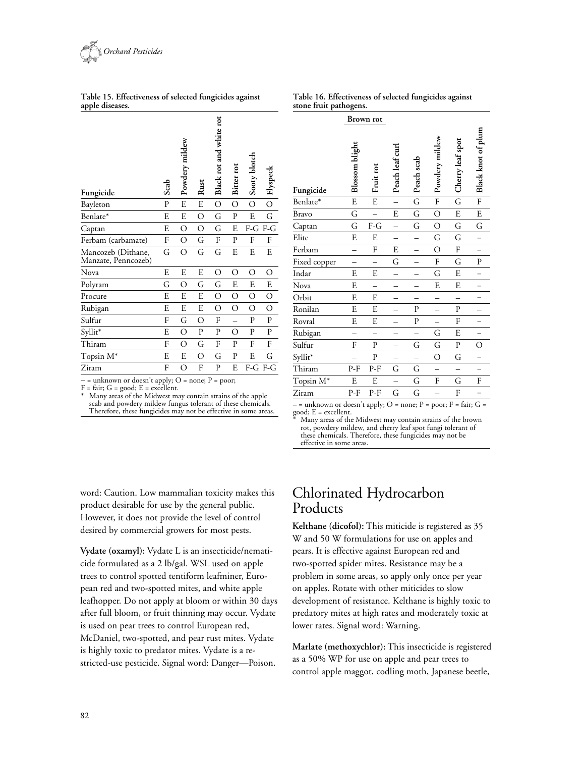**Table 15. Effectiveness of selected fungicides against apple diseases.**

| Fungicide | Scab | Powdery mildew | Rust | Black rot and white rot | Bitter rot | Sooty blotch | Flyspeck |
|---|---|---|---|---|---|---|---|
| Bayleton | P | E | E | O | O | O | O |
| Benlate* | E | E | O | G | P | E | G |
| Captan | E | O | O | G | E | F-G | F-G |
| Ferbam (carbamate) | F | O | G | F | P | F | F |
| Mancozeb (Dithane, Manzate, Penncozeb) | G | O | G | G | E | E | E |
| Nova | E | E | E | O | O | O | O |
| Polyram | G | O | G | G | E | E | E |
| Procure | E | E | E | O | O | O | O |
| Rubigan | E | E | E | O | O | O | O |
| Sulfur | F | G | O | F | – | P | P |
| Syllit* | E | O | P | P | O | P | P |
| Thiram | F | O | G | F | P | F | F |
| Topsin M* | E | E | O | G | P | E | G |
| Ziram | F | O | F | P | E | F-G | F-G |

– = unknown or doesn't apply; O = none; P = poor; F = fair; G = good; E = excellent.

\* Many areas of the Midwest may contain strains of the apple scab and powdery mildew fungus tolerant of these chemicals. Therefore, these fungicides may not be effective in some areas.

**Table 16. Effectiveness of selected fungicides against stone fruit pathogens.**

| | Brown rot | | | | | | |
|---|---|---|---|---|---|---|---|
| Fungicide | Blossom blight | Fruit rot | Peach leaf curl | Peach scab | Powdery mildew | Cherry leaf spot | Black knot of plum |
| Benlate* | E | E | – | G | F | G | F |
| Bravo | G | – | E | G | O | E | E |
| Captan | G | F-G | – | G | O | G | G |
| Elite | E | E | – | – | G | G | – |
| Ferbam | – | F | E | – | O | F | – |
| Fixed copper | – | – | G | – | F | G | P |
| Indar | E | E | – | – | G | E | – |
| Nova | E | – | – | – | E | E | – |
| Orbit | E | E | – | – | – | – | – |
| Ronilan | E | E | – | P | – | P | – |
| Rovral | E | E | – | P | – | F | – |
| Rubigan | – | – | – | – | G | E | – |
| Sulfur | F | P | – | G | G | P | O |
| Syllit* | – | P | – | – | O | G | – |
| Thiram | P-F | P-F | G | G | – | – | – |
| Topsin M* | E | E | – | G | F | G | F |
| Ziram | P-F | P-F | G | G | – | F | – |

– = unknown or doesn't apply; O = none; P = poor; F = fair; G = good; E = excellent.

\* Many areas of the Midwest may contain strains of the brown rot, powdery mildew, and cherry leaf spot fungi tolerant of these chemicals. Therefore, these fungicides may not be effective in some areas.

word: Caution. Low mammalian toxicity makes this product desirable for use by the general public. However, it does not provide the level of control desired by commercial growers for most pests.

**Vydate (oxamyl):** Vydate L is an insecticide/nematicide formulated as a 2 lb/gal. WSL used on apple trees to control spotted tentiform leafminer, European red and two-spotted mites, and white apple leafhopper. Do not apply at bloom or within 30 days after full bloom, or fruit thinning may occur. Vydate is used on pear trees to control European red, McDaniel, two-spotted, and pear rust mites. Vydate is highly toxic to predator mites. Vydate is a restricted-use pesticide. Signal word: Danger—Poison.

## Chlorinated Hydrocarbon Products

**Kelthane (dicofol):** This miticide is registered as 35 W and 50 W formulations for use on apples and pears. It is effective against European red and two-spotted spider mites. Resistance may be a problem in some areas, so apply only once per year on apples. Rotate with other miticides to slow development of resistance. Kelthane is highly toxic to predatory mites at high rates and moderately toxic at lower rates. Signal word: Warning.

**Marlate (methoxychlor):** This insecticide is registered as a 50% WP for use on apple and pear trees to control apple maggot, codling moth, Japanese beetle,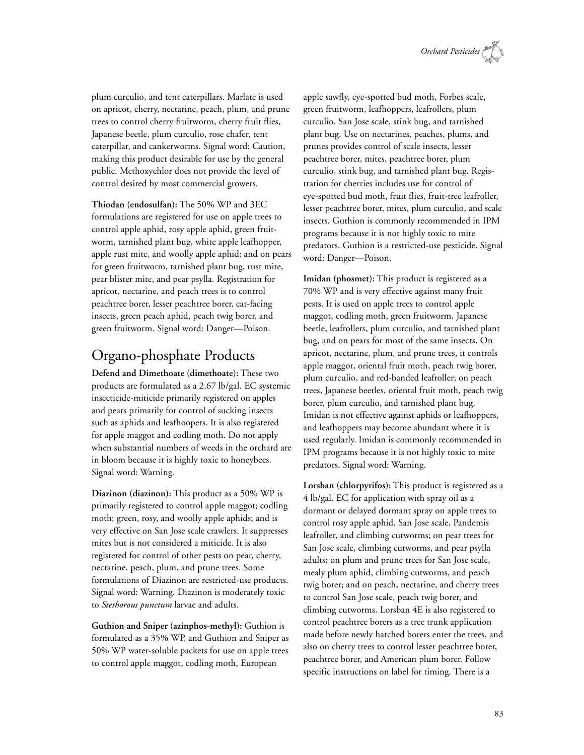plum curculio, and tent caterpillars. Marlate is used on apricot, cherry, nectarine, peach, plum, and prune trees to control cherry fruitworm, cherry fruit flies, Japanese beetle, plum curculio, rose chafer, tent caterpillar, and cankerworms. Signal word: Caution, making this product desirable for use by the general public. Methoxychlor does not provide the level of control desired by most commercial growers.

**Thiodan (endosulfan):** The 50% WP and 3EC formulations are registered for use on apple trees to control apple aphid, rosy apple aphid, green fruitworm, tarnished plant bug, white apple leafhopper, apple rust mite, and woolly apple aphid; and on pears for green fruitworm, tarnished plant bug, rust mite, pear blister mite, and pear psylla. Registration for apricot, nectarine, and peach trees is to control peachtree borer, lesser peachtree borer, cat-facing insects, green peach aphid, peach twig borer, and green fruitworm. Signal word: Danger—Poison.

## Organo-phosphate Products

**Defend and Dimethoate (dimethoate):** These two products are formulated as a 2.67 lb/gal. EC systemic insecticide-miticide primarily registered on apples and pears primarily for control of sucking insects such as aphids and leafhoopers. It is also registered for apple maggot and codling moth. Do not apply when substantial numbers of weeds in the orchard are in bloom because it is highly toxic to honeybees. Signal word: Warning.

**Diazinon (diazinon):** This product as a 50% WP is primarily registered to control apple maggot; codling moth; green, rosy, and woolly apple aphids; and is very effective on San Jose scale crawlers. It suppresses mites but is not considered a miticide. It is also registered for control of other pests on pear, cherry, nectarine, peach, plum, and prune trees. Some formulations of Diazinon are restricted-use products. Signal word: Warning. Diazinon is moderately toxic to *Stethorous punctum* larvae and adults.

**Guthion and Sniper (azinphos-methyl):** Guthion is formulated as a 35% WP, and Guthion and Sniper as 50% WP water-soluble packets for use on apple trees to control apple maggot, codling moth, European apple sawfly, eye-spotted bud moth, Forbes scale, green fruitworm, leafhoppers, leafrollers, plum curculio, San Jose scale, stink bug, and tarnished plant bug. Use on nectarines, peaches, plums, and prunes provides control of scale insects, lesser peachtree borer, mites, peachtree borer, plum curculio, stink bug, and tarnished plant bug. Registration for cherries includes use for control of eye-spotted bud moth, fruit flies, fruit-tree leafroller, lesser peachtree borer, mites, plum curculio, and scale insects. Guthion is commonly recommended in IPM programs because it is not highly toxic to mite predators. Guthion is a restricted-use pesticide. Signal word: Danger—Poison.

**Imidan (phosmet):** This product is registered as a 70% WP and is very effective against many fruit pests. It is used on apple trees to control apple maggot, codling moth, green fruitworm, Japanese beetle, leafrollers, plum curculio, and tarnished plant bug, and on pears for most of the same insects. On apricot, nectarine, plum, and prune trees, it controls apple maggot, oriental fruit moth, peach twig borer, plum curculio, and red-banded leafroller; on peach trees, Japanese beetles, oriental fruit moth, peach twig borer, plum curculio, and tarnished plant bug. Imidan is not effective against aphids or leafhoppers, and leafhoppers may become abundant where it is used regularly. Imidan is commonly recommended in IPM programs because it is not highly toxic to mite predators. Signal word: Warning.

**Lorsban (chlorpyrifos):** This product is registered as a 4 lb/gal. EC for application with spray oil as a dormant or delayed dormant spray on apple trees to control rosy apple aphid, San Jose scale, Pandemis leafroller, and climbing cutworms; on pear trees for San Jose scale, climbing cutworms, and pear psylla adults; on plum and prune trees for San Jose scale, mealy plum aphid, climbing cutworms, and peach twig borer; and on peach, nectarine, and cherry trees to control San Jose scale, peach twig borer, and climbing cutworms. Lorsban 4E is also registered to control peachtree borers as a tree trunk application made before newly hatched borers enter the trees, and also on cherry trees to control lesser peachtree borer, peachtree borer, and American plum borer. Follow specific instructions on label for timing. There is a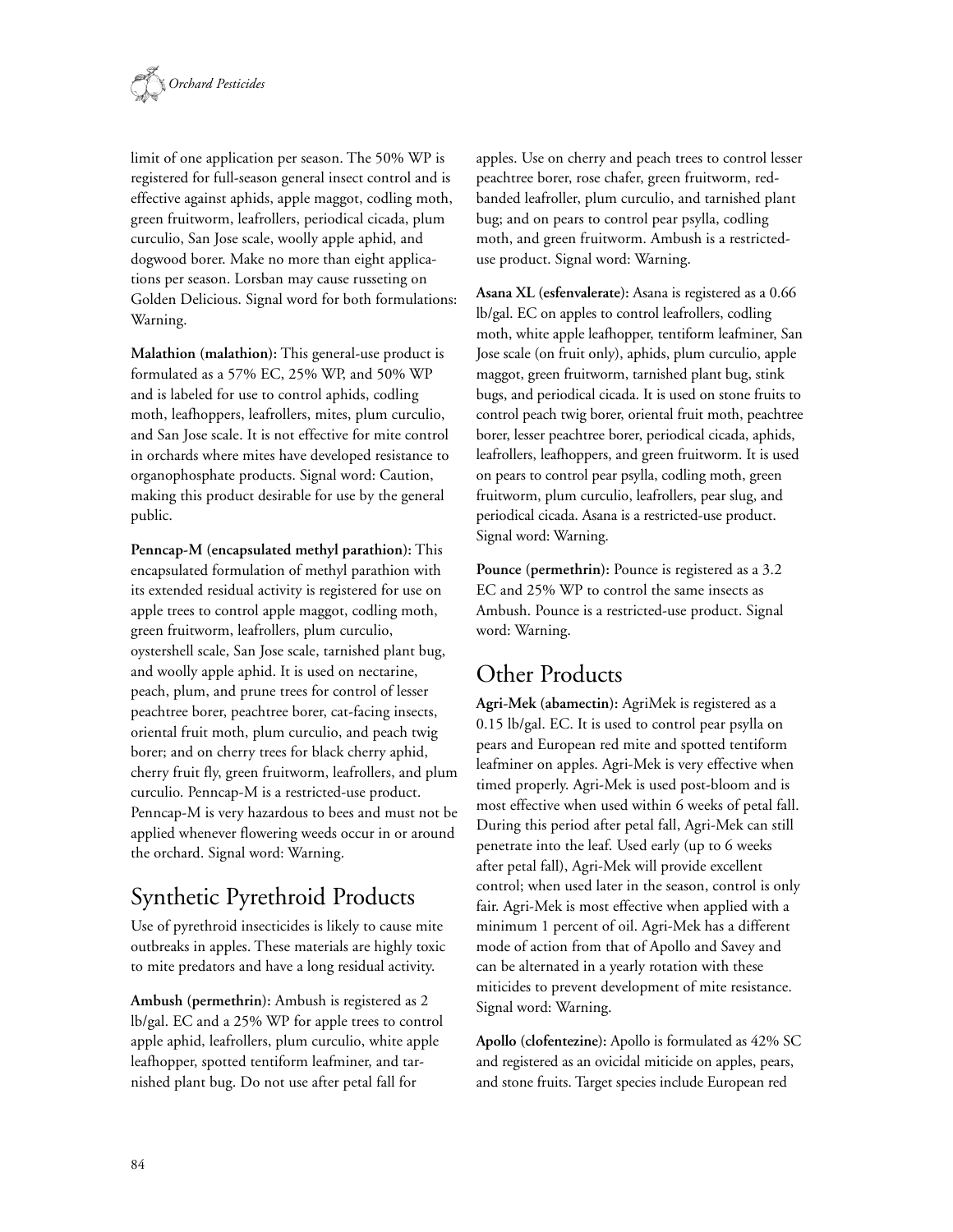limit of one application per season. The 50% WP is registered for full-season general insect control and is effective against aphids, apple maggot, codling moth, green fruitworm, leafrollers, periodical cicada, plum curculio, San Jose scale, woolly apple aphid, and dogwood borer. Make no more than eight applications per season. Lorsban may cause russeting on Golden Delicious. Signal word for both formulations: Warning.

**Malathion (malathion):** This general-use product is formulated as a 57% EC, 25% WP, and 50% WP and is labeled for use to control aphids, codling moth, leafhoppers, leafrollers, mites, plum curculio, and San Jose scale. It is not effective for mite control in orchards where mites have developed resistance to organophosphate products. Signal word: Caution, making this product desirable for use by the general public.

**Penncap-M (encapsulated methyl parathion):** This encapsulated formulation of methyl parathion with its extended residual activity is registered for use on apple trees to control apple maggot, codling moth, green fruitworm, leafrollers, plum curculio, oystershell scale, San Jose scale, tarnished plant bug, and woolly apple aphid. It is used on nectarine, peach, plum, and prune trees for control of lesser peachtree borer, peachtree borer, cat-facing insects, oriental fruit moth, plum curculio, and peach twig borer; and on cherry trees for black cherry aphid, cherry fruit fly, green fruitworm, leafrollers, and plum curculio. Penncap-M is a restricted-use product. Penncap-M is very hazardous to bees and must not be applied whenever flowering weeds occur in or around the orchard. Signal word: Warning.

## Synthetic Pyrethroid Products

Use of pyrethroid insecticides is likely to cause mite outbreaks in apples. These materials are highly toxic to mite predators and have a long residual activity.

**Ambush (permethrin):** Ambush is registered as 2 lb/gal. EC and a 25% WP for apple trees to control apple aphid, leafrollers, plum curculio, white apple leafhopper, spotted tentiform leafminer, and tarnished plant bug. Do not use after petal fall for apples. Use on cherry and peach trees to control lesser peachtree borer, rose chafer, green fruitworm, redbanded leafroller, plum curculio, and tarnished plant bug; and on pears to control pear psylla, codling moth, and green fruitworm. Ambush is a restricted-use product. Signal word: Warning.

**Asana XL (esfenvalerate):** Asana is registered as a 0.66 lb/gal. EC on apples to control leafrollers, codling moth, white apple leafhopper, tentiform leafminer, San Jose scale (on fruit only), aphids, plum curculio, apple maggot, green fruitworm, tarnished plant bug, stink bugs, and periodical cicada. It is used on stone fruits to control peach twig borer, oriental fruit moth, peachtree borer, lesser peachtree borer, periodical cicada, aphids, leafrollers, leafhoppers, and green fruitworm. It is used on pears to control pear psylla, codling moth, green fruitworm, plum curculio, leafrollers, pear slug, and periodical cicada. Asana is a restricted-use product. Signal word: Warning.

**Pounce (permethrin):** Pounce is registered as a 3.2 EC and 25% WP to control the same insects as Ambush. Pounce is a restricted-use product. Signal word: Warning.

## Other Products

**Agri-Mek (abamectin):** AgriMek is registered as a 0.15 lb/gal. EC. It is used to control pear psylla on pears and European red mite and spotted tentiform leafminer on apples. Agri-Mek is very effective when timed properly. Agri-Mek is used post-bloom and is most effective when used within 6 weeks of petal fall. During this period after petal fall, Agri-Mek can still penetrate into the leaf. Used early (up to 6 weeks after petal fall), Agri-Mek will provide excellent control; when used later in the season, control is only fair. Agri-Mek is most effective when applied with a minimum 1 percent of oil. Agri-Mek has a different mode of action from that of Apollo and Savey and can be alternated in a yearly rotation with these miticides to prevent development of mite resistance. Signal word: Warning.

**Apollo (clofentezine):** Apollo is formulated as 42% SC and registered as an ovicidal miticide on apples, pears, and stone fruits. Target species include European red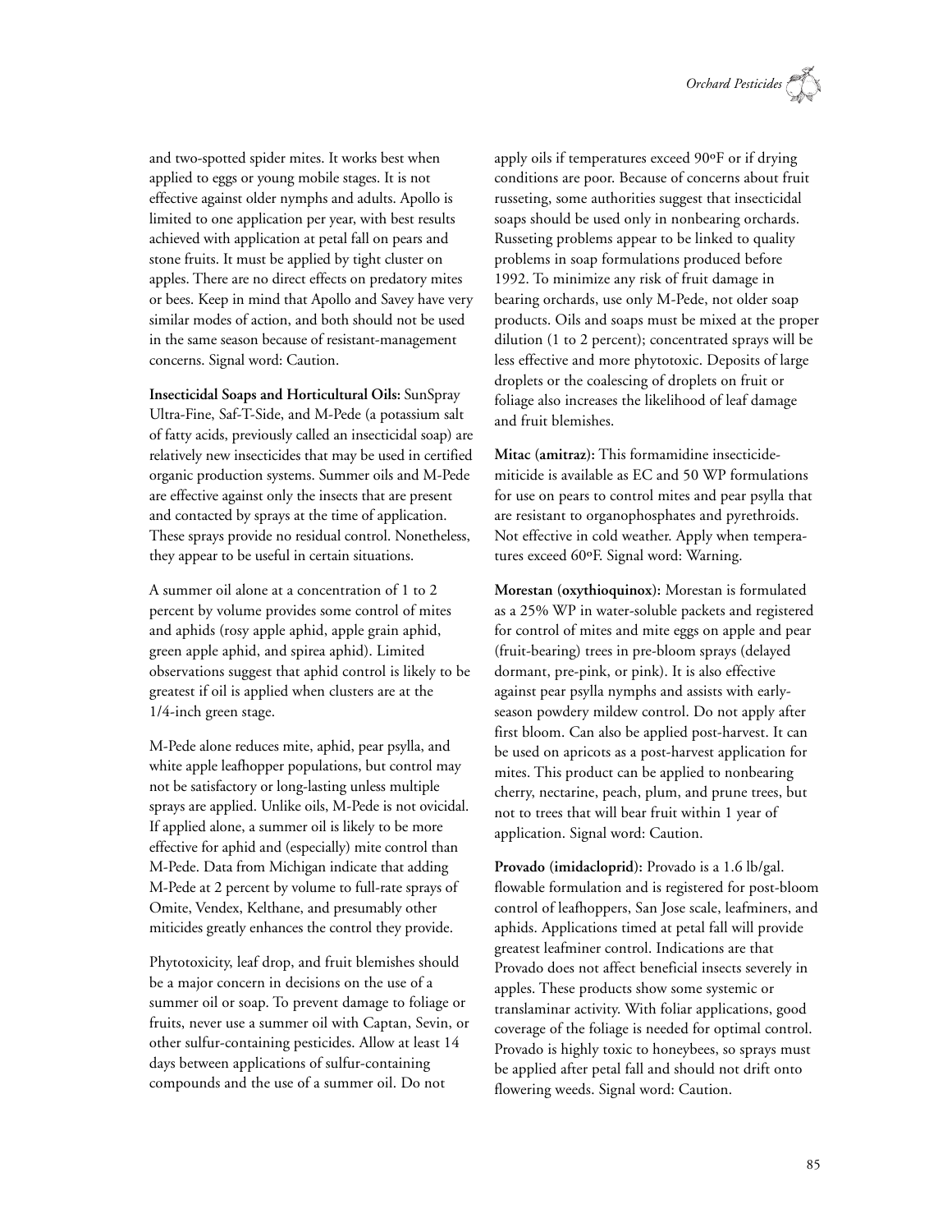and two-spotted spider mites. It works best when applied to eggs or young mobile stages. It is not effective against older nymphs and adults. Apollo is limited to one application per year, with best results achieved with application at petal fall on pears and stone fruits. It must be applied by tight cluster on apples. There are no direct effects on predatory mites or bees. Keep in mind that Apollo and Savey have very similar modes of action, and both should not be used in the same season because of resistant-management concerns. Signal word: Caution.

**Insecticidal Soaps and Horticultural Oils:** SunSpray Ultra-Fine, Saf-T-Side, and M-Pede (a potassium salt of fatty acids, previously called an insecticidal soap) are relatively new insecticides that may be used in certified organic production systems. Summer oils and M-Pede are effective against only the insects that are present and contacted by sprays at the time of application. These sprays provide no residual control. Nonetheless, they appear to be useful in certain situations.

A summer oil alone at a concentration of 1 to 2 percent by volume provides some control of mites and aphids (rosy apple aphid, apple grain aphid, green apple aphid, and spirea aphid). Limited observations suggest that aphid control is likely to be greatest if oil is applied when clusters are at the 1/4-inch green stage.

M-Pede alone reduces mite, aphid, pear psylla, and white apple leafhopper populations, but control may not be satisfactory or long-lasting unless multiple sprays are applied. Unlike oils, M-Pede is not ovicidal. If applied alone, a summer oil is likely to be more effective for aphid and (especially) mite control than M-Pede. Data from Michigan indicate that adding M-Pede at 2 percent by volume to full-rate sprays of Omite, Vendex, Kelthane, and presumably other miticides greatly enhances the control they provide.

Phytotoxicity, leaf drop, and fruit blemishes should be a major concern in decisions on the use of a summer oil or soap. To prevent damage to foliage or fruits, never use a summer oil with Captan, Sevin, or other sulfur-containing pesticides. Allow at least 14 days between applications of sulfur-containing compounds and the use of a summer oil. Do not apply oils if temperatures exceed 90ºF or if drying conditions are poor. Because of concerns about fruit russeting, some authorities suggest that insecticidal soaps should be used only in nonbearing orchards. Russeting problems appear to be linked to quality problems in soap formulations produced before 1992. To minimize any risk of fruit damage in bearing orchards, use only M-Pede, not older soap products. Oils and soaps must be mixed at the proper dilution (1 to 2 percent); concentrated sprays will be less effective and more phytotoxic. Deposits of large droplets or the coalescing of droplets on fruit or foliage also increases the likelihood of leaf damage and fruit blemishes.

**Mitac (amitraz):** This formamidine insecticide-miticide is available as EC and 50 WP formulations for use on pears to control mites and pear psylla that are resistant to organophosphates and pyrethroids. Not effective in cold weather. Apply when temperatures exceed 60ºF. Signal word: Warning.

**Morestan (oxythioquinox):** Morestan is formulated as a 25% WP in water-soluble packets and registered for control of mites and mite eggs on apple and pear (fruit-bearing) trees in pre-bloom sprays (delayed dormant, pre-pink, or pink). It is also effective against pear psylla nymphs and assists with early-season powdery mildew control. Do not apply after first bloom. Can also be applied post-harvest. It can be used on apricots as a post-harvest application for mites. This product can be applied to nonbearing cherry, nectarine, peach, plum, and prune trees, but not to trees that will bear fruit within 1 year of application. Signal word: Caution.

**Provado (imidacloprid):** Provado is a 1.6 lb/gal. flowable formulation and is registered for post-bloom control of leafhoppers, San Jose scale, leafminers, and aphids. Applications timed at petal fall will provide greatest leafminer control. Indications are that Provado does not affect beneficial insects severely in apples. These products show some systemic or translaminar activity. With foliar applications, good coverage of the foliage is needed for optimal control. Provado is highly toxic to honeybees, so sprays must be applied after petal fall and should not drift onto flowering weeds. Signal word: Caution.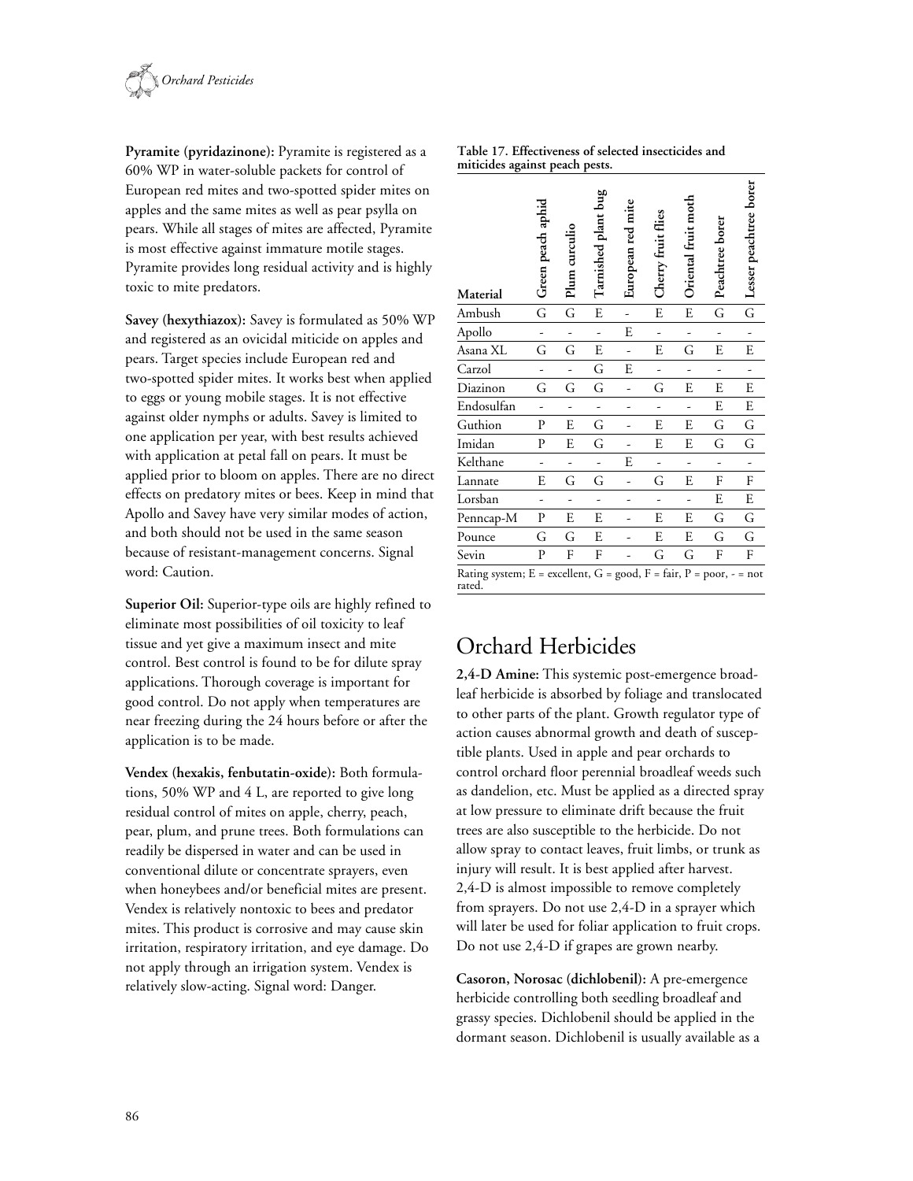**Pyramite (pyridazinone):** Pyramite is registered as a 60% WP in water-soluble packets for control of European red mites and two-spotted spider mites on apples and the same mites as well as pear psylla on pears. While all stages of mites are affected, Pyramite is most effective against immature motile stages. Pyramite provides long residual activity and is highly toxic to mite predators.

**Savey (hexythiazox):** Savey is formulated as 50% WP and registered as an ovicidal miticide on apples and pears. Target species include European red and two-spotted spider mites. It works best when applied to eggs or young mobile stages. It is not effective against older nymphs or adults. Savey is limited to one application per year, with best results achieved with application at petal fall on pears. It must be applied prior to bloom on apples. There are no direct effects on predatory mites or bees. Keep in mind that Apollo and Savey have very similar modes of action, and both should not be used in the same season because of resistant-management concerns. Signal word: Caution.

**Superior Oil:** Superior-type oils are highly refined to eliminate most possibilities of oil toxicity to leaf tissue and yet give a maximum insect and mite control. Best control is found to be for dilute spray applications. Thorough coverage is important for good control. Do not apply when temperatures are near freezing during the 24 hours before or after the application is to be made.

**Vendex (hexakis, fenbutatin-oxide):** Both formulations, 50% WP and 4 L, are reported to give long residual control of mites on apple, cherry, peach, pear, plum, and prune trees. Both formulations can readily be dispersed in water and can be used in conventional dilute or concentrate sprayers, even when honeybees and/or beneficial mites are present. Vendex is relatively nontoxic to bees and predator mites. This product is corrosive and may cause skin irritation, respiratory irritation, and eye damage. Do not apply through an irrigation system. Vendex is relatively slow-acting. Signal word: Danger.

**Table 17. Effectiveness of selected insecticides and miticides against peach pests.**

| Material | Green peach aphid | Plum curculio | Tarnished plant bug | European red mite | Cherry fruit flies | Oriental fruit moth | Peachtree borer | Lesser peachtree borer |
|---|---|---|---|---|---|---|---|---|
| Ambush | G | G | E | - | E | E | G | G |
| Apollo | - | - | - | E | - | - | - | - |
| Asana XL | G | G | E | - | E | G | E | E |
| Carzol | - | - | G | E | - | - | - | - |
| Diazinon | G | G | G | - | G | E | E | E |
| Endosulfan | - | - | - | - | - | - | E | E |
| Guthion | P | E | G | - | E | E | G | G |
| Imidan | P | E | G | - | E | E | G | G |
| Kelthane | - | - | - | E | - | - | - | - |
| Lannate | E | G | G | - | G | E | F | F |
| Lorsban | - | - | - | - | - | - | E | E |
| Penncap-M | P | E | E | - | E | E | G | G |
| Pounce | G | G | E | - | E | E | G | G |
| Sevin | P | F | F | - | G | G | F | F |

Rating system; E = excellent, G = good, F = fair, P = poor, - = not rated.

# Orchard Herbicides

**2,4-D Amine:** This systemic post-emergence broadleaf herbicide is absorbed by foliage and translocated to other parts of the plant. Growth regulator type of action causes abnormal growth and death of susceptible plants. Used in apple and pear orchards to control orchard floor perennial broadleaf weeds such as dandelion, etc. Must be applied as a directed spray at low pressure to eliminate drift because the fruit trees are also susceptible to the herbicide. Do not allow spray to contact leaves, fruit limbs, or trunk as injury will result. It is best applied after harvest. 2,4-D is almost impossible to remove completely from sprayers. Do not use 2,4-D in a sprayer which will later be used for foliar application to fruit crops. Do not use 2,4-D if grapes are grown nearby.

**Casoron, Norosac (dichlobenil):** A pre-emergence herbicide controlling both seedling broadleaf and grassy species. Dichlobenil should be applied in the dormant season. Dichlobenil is usually available as a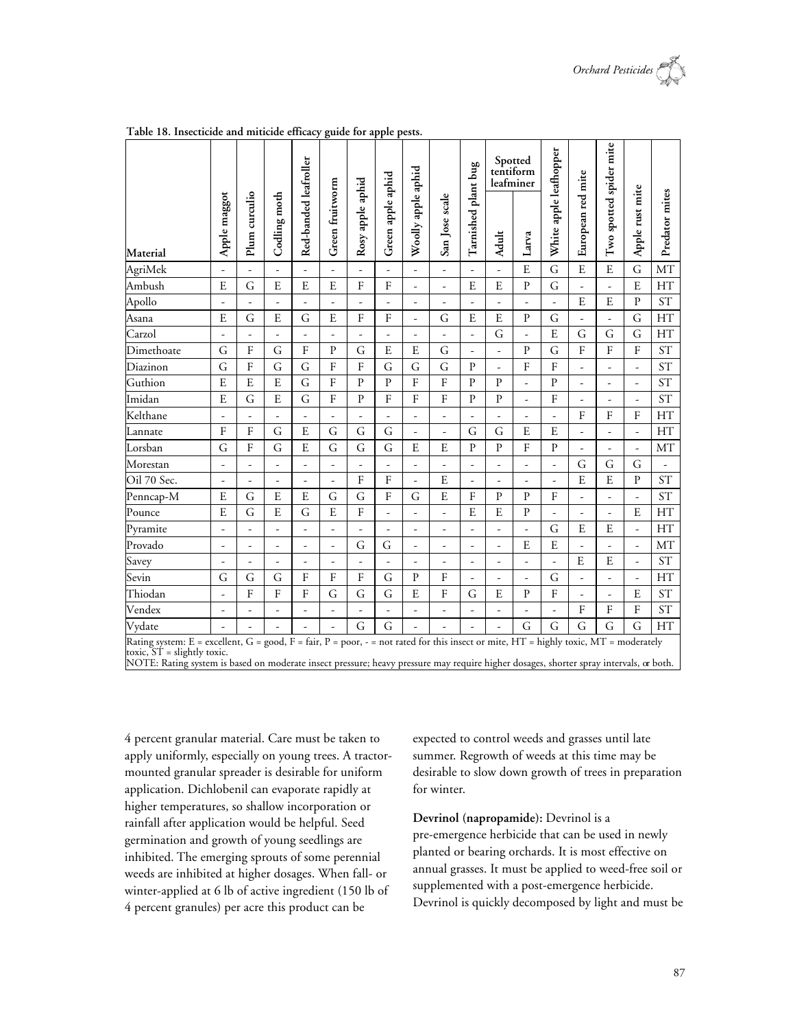**Table 18. Insecticide and miticide efficacy guide for apple pests.**

| Material | Apple maggot | Plum curculio | Codling moth | Red-banded leafroller | Green fruitworm | Rosy apple aphid | Green apple aphid | Woolly apple aphid | San Jose scale | Tarnished plant bug | Spotted tentiform leafminer | | White apple leafhopper | European red mite | Two spotted spider mite | Apple rust mite | Predator mites |
|---|---|---|---|---|---|---|---|---|---|---|---|---|---|---|---|---|---|
| | | | | | | | | | | | Adult | Larva | | | | | |
| AgriMek | - | - | - | - | - | - | - | - | - | - | - | E | G | E | E | G | MT |
| Ambush | E | G | E | E | E | F | F | - | - | E | E | P | G | - | - | E | HT |
| Apollo | - | - | - | - | - | - | - | - | - | - | - | - | - | E | E | P | ST |
| Asana | E | G | E | G | E | F | F | - | G | E | E | P | G | - | - | G | HT |
| Carzol | - | - | - | - | - | - | - | - | - | - | G | - | E | G | G | G | HT |
| Dimethoate | G | F | G | F | P | G | E | E | G | - | - | P | G | F | F | F | ST |
| Diazinon | G | F | G | G | F | F | G | G | G | P | - | F | F | - | - | - | ST |
| Guthion | E | E | E | G | F | P | P | F | F | P | P | - | P | - | - | - | ST |
| Imidan | E | G | E | G | F | P | F | F | F | P | P | - | F | - | - | - | ST |
| Kelthane | - | - | - | - | - | - | - | - | - | - | - | - | - | F | F | F | HT |
| Lannate | F | F | G | E | G | G | G | - | - | G | G | E | E | - | - | - | HT |
| Lorsban | G | F | G | E | G | G | G | E | E | P | P | F | P | - | - | - | MT |
| Morestan | - | - | - | - | - | - | - | - | - | - | - | - | - | G | G | G | - |
| Oil 70 Sec. | - | - | - | - | - | F | F | - | E | - | - | - | - | E | E | P | ST |
| Penncap-M | E | G | E | E | G | G | F | G | E | F | P | P | F | - | - | - | ST |
| Pounce | E | G | E | G | E | F | - | - | - | E | E | P | - | - | - | E | HT |
| Pyramite | - | - | - | - | - | - | - | - | - | - | - | - | G | E | E | - | HT |
| Provado | - | - | - | - | - | G | G | - | - | - | - | E | E | - | - | - | MT |
| Savey | - | - | - | - | - | - | - | - | - | - | - | - | - | E | E | - | ST |
| Sevin | G | G | G | F | F | F | G | P | F | - | - | - | G | - | - | - | HT |
| Thiodan | - | F | F | F | G | G | G | E | F | G | E | P | F | - | - | E | ST |
| Vendex | - | - | - | - | - | - | - | - | - | - | - | - | - | F | F | F | ST |
| Vydate | - | - | - | - | - | G | G | - | - | - | - | G | G | G | G | G | HT |

Rating system: E = excellent, G = good, F = fair, P = poor, - = not rated for this insect or mite, HT = highly toxic, MT = moderately toxic, ST = slightly toxic.

NOTE: Rating system is based on moderate insect pressure; heavy pressure may require higher dosages, shorter spray intervals, or both.

4 percent granular material. Care must be taken to apply uniformly, especially on young trees. A tractor-mounted granular spreader is desirable for uniform application. Dichlobenil can evaporate rapidly at higher temperatures, so shallow incorporation or rainfall after application would be helpful. Seed germination and growth of young seedlings are inhibited. The emerging sprouts of some perennial weeds are inhibited at higher dosages. When fall- or winter-applied at 6 lb of active ingredient (150 lb of 4 percent granules) per acre this product can be expected to control weeds and grasses until late summer. Regrowth of weeds at this time may be desirable to slow down growth of trees in preparation for winter.

**Devrinol (napropamide):** Devrinol is a pre-emergence herbicide that can be used in newly planted or bearing orchards. It is most effective on annual grasses. It must be applied to weed-free soil or supplemented with a post-emergence herbicide. Devrinol is quickly decomposed by light and must be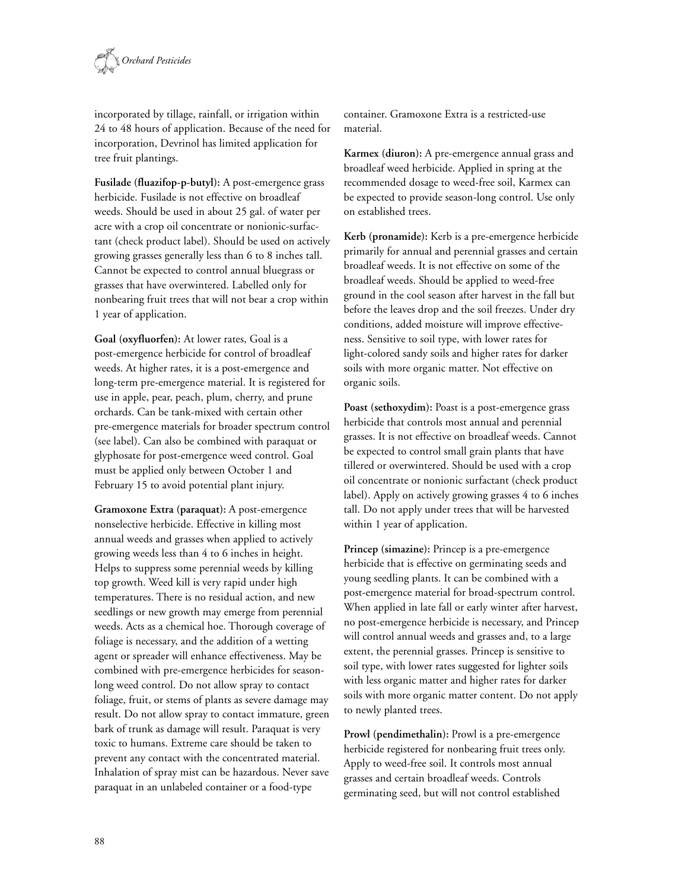incorporated by tillage, rainfall, or irrigation within 24 to 48 hours of application. Because of the need for incorporation, Devrinol has limited application for tree fruit plantings.

**Fusilade (fluazifop-p-butyl):** A post-emergence grass herbicide. Fusilade is not effective on broadleaf weeds. Should be used in about 25 gal. of water per acre with a crop oil concentrate or nonionic-surfactant (check product label). Should be used on actively growing grasses generally less than 6 to 8 inches tall. Cannot be expected to control annual bluegrass or grasses that have overwintered. Labelled only for nonbearing fruit trees that will not bear a crop within 1 year of application.

**Goal (oxyfluorfen):** At lower rates, Goal is a post-emergence herbicide for control of broadleaf weeds. At higher rates, it is a post-emergence and long-term pre-emergence material. It is registered for use in apple, pear, peach, plum, cherry, and prune orchards. Can be tank-mixed with certain other pre-emergence materials for broader spectrum control (see label). Can also be combined with paraquat or glyphosate for post-emergence weed control. Goal must be applied only between October 1 and February 15 to avoid potential plant injury.

**Gramoxone Extra (paraquat):** A post-emergence nonselective herbicide. Effective in killing most annual weeds and grasses when applied to actively growing weeds less than 4 to 6 inches in height. Helps to suppress some perennial weeds by killing top growth. Weed kill is very rapid under high temperatures. There is no residual action, and new seedlings or new growth may emerge from perennial weeds. Acts as a chemical hoe. Thorough coverage of foliage is necessary, and the addition of a wetting agent or spreader will enhance effectiveness. May be combined with pre-emergence herbicides for season-long weed control. Do not allow spray to contact foliage, fruit, or stems of plants as severe damage may result. Do not allow spray to contact immature, green bark of trunk as damage will result. Paraquat is very toxic to humans. Extreme care should be taken to prevent any contact with the concentrated material. Inhalation of spray mist can be hazardous. Never save paraquat in an unlabeled container or a food-type container. Gramoxone Extra is a restricted-use material.

**Karmex (diuron):** A pre-emergence annual grass and broadleaf weed herbicide. Applied in spring at the recommended dosage to weed-free soil, Karmex can be expected to provide season-long control. Use only on established trees.

**Kerb (pronamide):** Kerb is a pre-emergence herbicide primarily for annual and perennial grasses and certain broadleaf weeds. It is not effective on some of the broadleaf weeds. Should be applied to weed-free ground in the cool season after harvest in the fall but before the leaves drop and the soil freezes. Under dry conditions, added moisture will improve effectiveness. Sensitive to soil type, with lower rates for light-colored sandy soils and higher rates for darker soils with more organic matter. Not effective on organic soils.

**Poast (sethoxydim):** Poast is a post-emergence grass herbicide that controls most annual and perennial grasses. It is not effective on broadleaf weeds. Cannot be expected to control small grain plants that have tillered or overwintered. Should be used with a crop oil concentrate or nonionic surfactant (check product label). Apply on actively growing grasses 4 to 6 inches tall. Do not apply under trees that will be harvested within 1 year of application.

**Princep (simazine):** Princep is a pre-emergence herbicide that is effective on germinating seeds and young seedling plants. It can be combined with a post-emergence material for broad-spectrum control. When applied in late fall or early winter after harvest, no post-emergence herbicide is necessary, and Princep will control annual weeds and grasses and, to a large extent, the perennial grasses. Princep is sensitive to soil type, with lower rates suggested for lighter soils with less organic matter and higher rates for darker soils with more organic matter content. Do not apply to newly planted trees.

**Prowl (pendimethalin):** Prowl is a pre-emergence herbicide registered for nonbearing fruit trees only. Apply to weed-free soil. It controls most annual grasses and certain broadleaf weeds. Controls germinating seed, but will not control established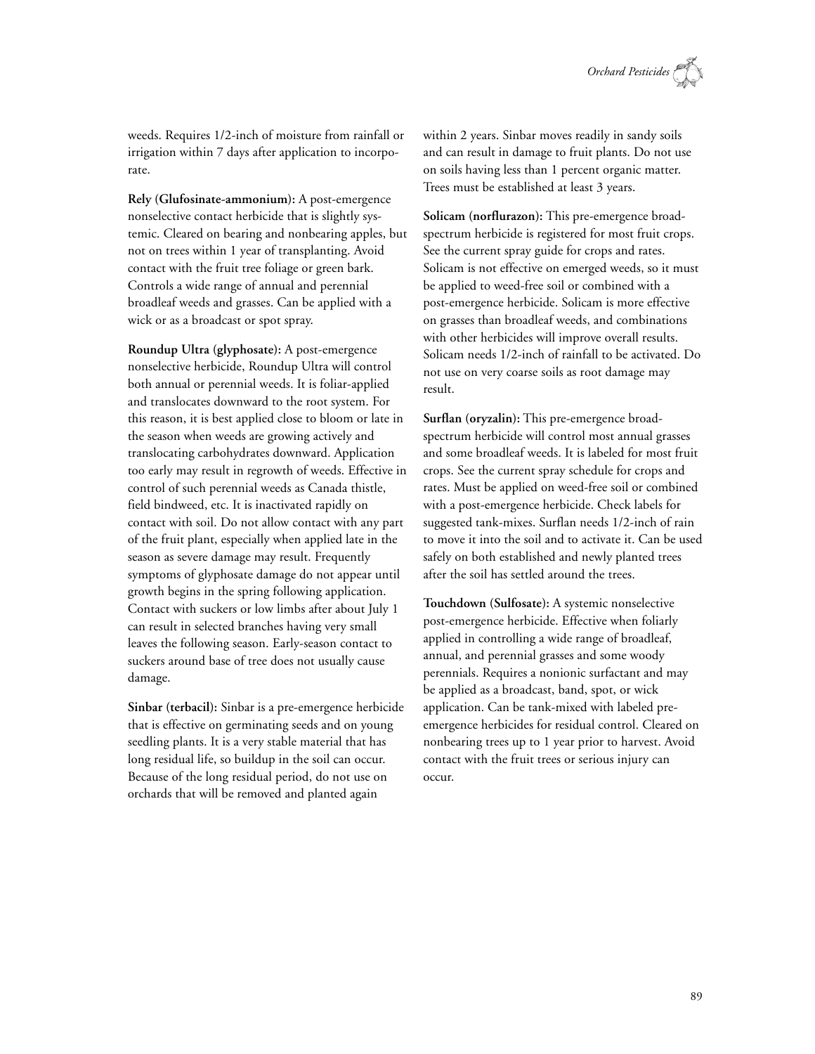weeds. Requires 1/2-inch of moisture from rainfall or irrigation within 7 days after application to incorporate.

**Rely (Glufosinate-ammonium):** A post-emergence nonselective contact herbicide that is slightly systemic. Cleared on bearing and nonbearing apples, but not on trees within 1 year of transplanting. Avoid contact with the fruit tree foliage or green bark. Controls a wide range of annual and perennial broadleaf weeds and grasses. Can be applied with a wick or as a broadcast or spot spray.

**Roundup Ultra (glyphosate):** A post-emergence nonselective herbicide, Roundup Ultra will control both annual or perennial weeds. It is foliar-applied and translocates downward to the root system. For this reason, it is best applied close to bloom or late in the season when weeds are growing actively and translocating carbohydrates downward. Application too early may result in regrowth of weeds. Effective in control of such perennial weeds as Canada thistle, field bindweed, etc. It is inactivated rapidly on contact with soil. Do not allow contact with any part of the fruit plant, especially when applied late in the season as severe damage may result. Frequently symptoms of glyphosate damage do not appear until growth begins in the spring following application. Contact with suckers or low limbs after about July 1 can result in selected branches having very small leaves the following season. Early-season contact to suckers around base of tree does not usually cause damage.

**Sinbar (terbacil):** Sinbar is a pre-emergence herbicide that is effective on germinating seeds and on young seedling plants. It is a very stable material that has long residual life, so buildup in the soil can occur. Because of the long residual period, do not use on orchards that will be removed and planted again within 2 years. Sinbar moves readily in sandy soils and can result in damage to fruit plants. Do not use on soils having less than 1 percent organic matter. Trees must be established at least 3 years.

**Solicam (norflurazon):** This pre-emergence broad-spectrum herbicide is registered for most fruit crops. See the current spray guide for crops and rates. Solicam is not effective on emerged weeds, so it must be applied to weed-free soil or combined with a post-emergence herbicide. Solicam is more effective on grasses than broadleaf weeds, and combinations with other herbicides will improve overall results. Solicam needs 1/2-inch of rainfall to be activated. Do not use on very coarse soils as root damage may result.

**Surflan (oryzalin):** This pre-emergence broad-spectrum herbicide will control most annual grasses and some broadleaf weeds. It is labeled for most fruit crops. See the current spray schedule for crops and rates. Must be applied on weed-free soil or combined with a post-emergence herbicide. Check labels for suggested tank-mixes. Surflan needs 1/2-inch of rain to move it into the soil and to activate it. Can be used safely on both established and newly planted trees after the soil has settled around the trees.

**Touchdown (Sulfosate):** A systemic nonselective post-emergence herbicide. Effective when foliarly applied in controlling a wide range of broadleaf, annual, and perennial grasses and some woody perennials. Requires a nonionic surfactant and may be applied as a broadcast, band, spot, or wick application. Can be tank-mixed with labeled pre-emergence herbicides for residual control. Cleared on nonbearing trees up to 1 year prior to harvest. Avoid contact with the fruit trees or serious injury can occur.